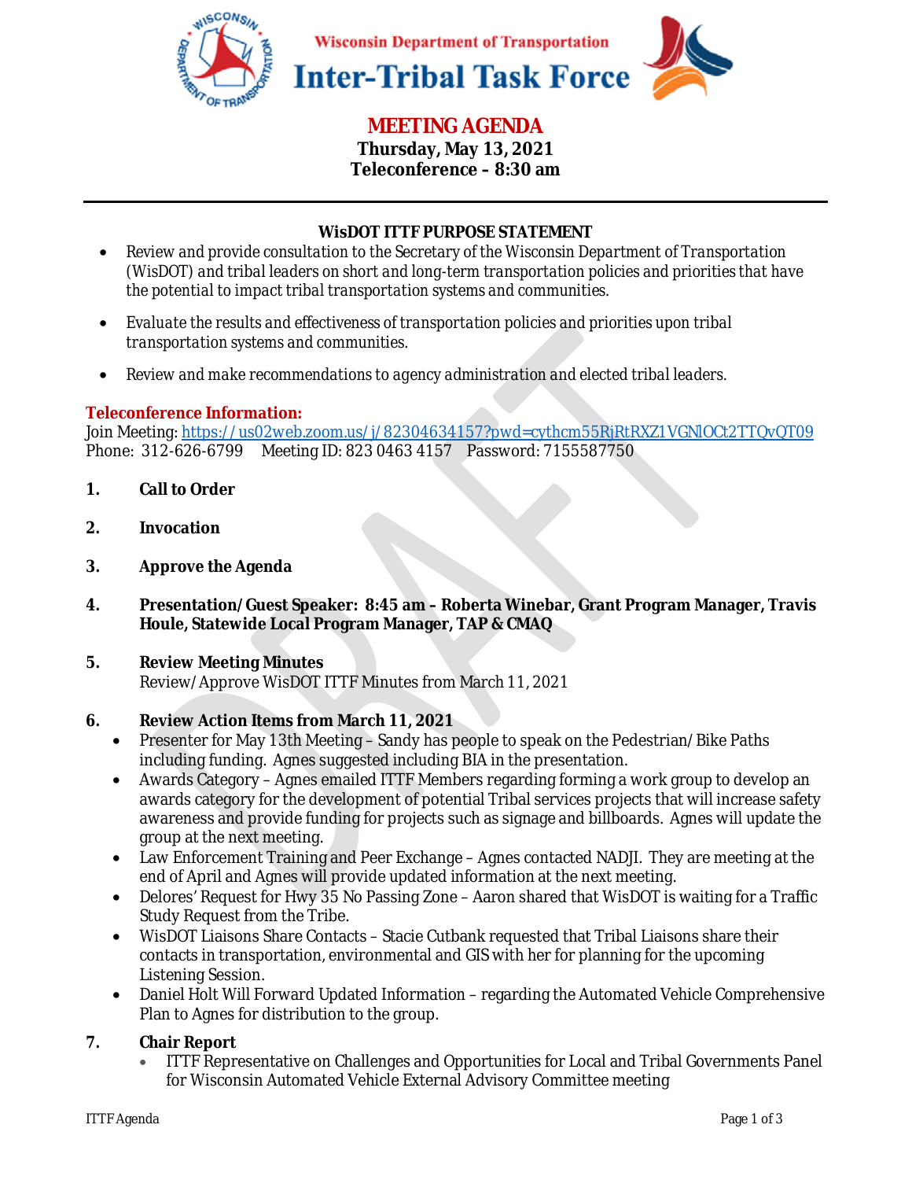Wisconsin Department of Transportation

# Inter-Tribal Task Force

## MEETING AGENDA

**Thursday, May 13, 2021**
**Teleconference – 8:30 am**

---

### WisDOT ITTF PURPOSE STATEMENT

- Review and provide consultation to the Secretary of the Wisconsin Department of Transportation (WisDOT) and tribal leaders on short and long-term transportation policies and priorities that have the potential to impact tribal transportation systems and communities.
- Evaluate the results and effectiveness of transportation policies and priorities upon tribal transportation systems and communities.
- Review and make recommendations to agency administration and elected tribal leaders.

**Teleconference Information:**
Join Meeting: https://us02web.zoom.us/j/82304634157?pwd=cythcm55RjRtRXZ1VGNlOCt2TTQvQT09
Phone: 312-626-6799 Meeting ID: 823 0463 4157 Password: 7155587750

1. **Call to Order**

2. **Invocation**

3. **Approve the Agenda**

4. **Presentation/Guest Speaker: 8:45 am – Roberta Winebar, Grant Program Manager, Travis Houle, Statewide Local Program Manager, TAP & CMAQ**

5. **Review Meeting Minutes**
   Review/Approve WisDOT ITTF Minutes from March 11, 2021

6. **Review Action Items from March 11, 2021**
   - Presenter for May 13th Meeting – Sandy has people to speak on the Pedestrian/Bike Paths including funding. Agnes suggested including BIA in the presentation.
   - Awards Category – Agnes emailed ITTF Members regarding forming a work group to develop an awards category for the development of potential Tribal services projects that will increase safety awareness and provide funding for projects such as signage and billboards. Agnes will update the group at the next meeting.
   - Law Enforcement Training and Peer Exchange – Agnes contacted NADJI. They are meeting at the end of April and Agnes will provide updated information at the next meeting.
   - Delores' Request for Hwy 35 No Passing Zone – Aaron shared that WisDOT is waiting for a Traffic Study Request from the Tribe.
   - WisDOT Liaisons Share Contacts – Stacie Cutbank requested that Tribal Liaisons share their contacts in transportation, environmental and GIS with her for planning for the upcoming Listening Session.
   - Daniel Holt Will Forward Updated Information – regarding the Automated Vehicle Comprehensive Plan to Agnes for distribution to the group.

7. **Chair Report**
   - ITTF Representative on Challenges and Opportunities for Local and Tribal Governments Panel for Wisconsin Automated Vehicle External Advisory Committee meeting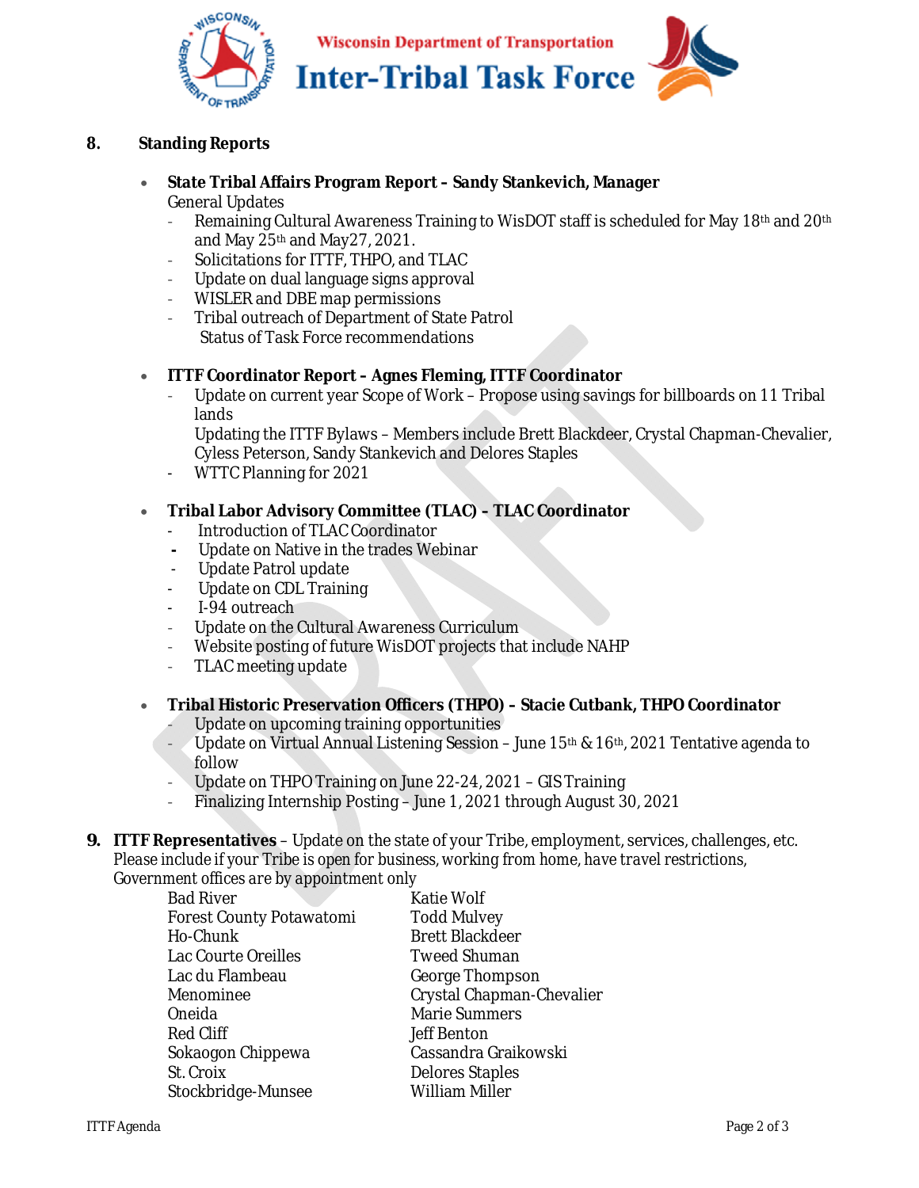## 8. Standing Reports

- **State Tribal Affairs Program Report – Sandy Stankevich, Manager**
  General Updates
  - Remaining Cultural Awareness Training to WisDOT staff is scheduled for May 18th and 20th and May 25th and May27, 2021.
  - Solicitations for ITTF, THPO, and TLAC
  - Update on dual language signs approval
  - WISLER and DBE map permissions
  - Tribal outreach of Department of State Patrol
    Status of Task Force recommendations

- **ITTF Coordinator Report – Agnes Fleming, ITTF Coordinator**
  - Update on current year Scope of Work – Propose using savings for billboards on 11 Tribal lands
    Updating the ITTF Bylaws – Members include Brett Blackdeer, Crystal Chapman-Chevalier, Cyless Peterson, Sandy Stankevich and Delores Staples
  - WTTC Planning for 2021

- **Tribal Labor Advisory Committee (TLAC) – TLAC Coordinator**
  - Introduction of TLAC Coordinator
  - Update on Native in the trades Webinar
  - Update Patrol update
  - Update on CDL Training
  - I-94 outreach
  - Update on the Cultural Awareness Curriculum
  - Website posting of future WisDOT projects that include NAHP
  - TLAC meeting update

- **Tribal Historic Preservation Officers (THPO) – Stacie Cutbank, THPO Coordinator**
  - Update on upcoming training opportunities
  - Update on Virtual Annual Listening Session – June 15th & 16th, 2021 Tentative agenda to follow
  - Update on THPO Training on June 22-24, 2021 – GIS Training
  - Finalizing Internship Posting – June 1, 2021 through August 30, 2021

## 9. **ITTF Representatives** – Update on the state of your Tribe, employment, services, challenges, etc. Please include if your Tribe is open for business, working from home, have travel restrictions, Government offices are by appointment only

| | |
|---|---|
| Bad River | Katie Wolf |
| Forest County Potawatomi | Todd Mulvey |
| Ho-Chunk | Brett Blackdeer |
| Lac Courte Oreilles | Tweed Shuman |
| Lac du Flambeau | George Thompson |
| Menominee | Crystal Chapman-Chevalier |
| Oneida | Marie Summers |
| Red Cliff | Jeff Benton |
| Sokaogon Chippewa | Cassandra Graikowski |
| St. Croix | Delores Staples |
| Stockbridge-Munsee | William Miller |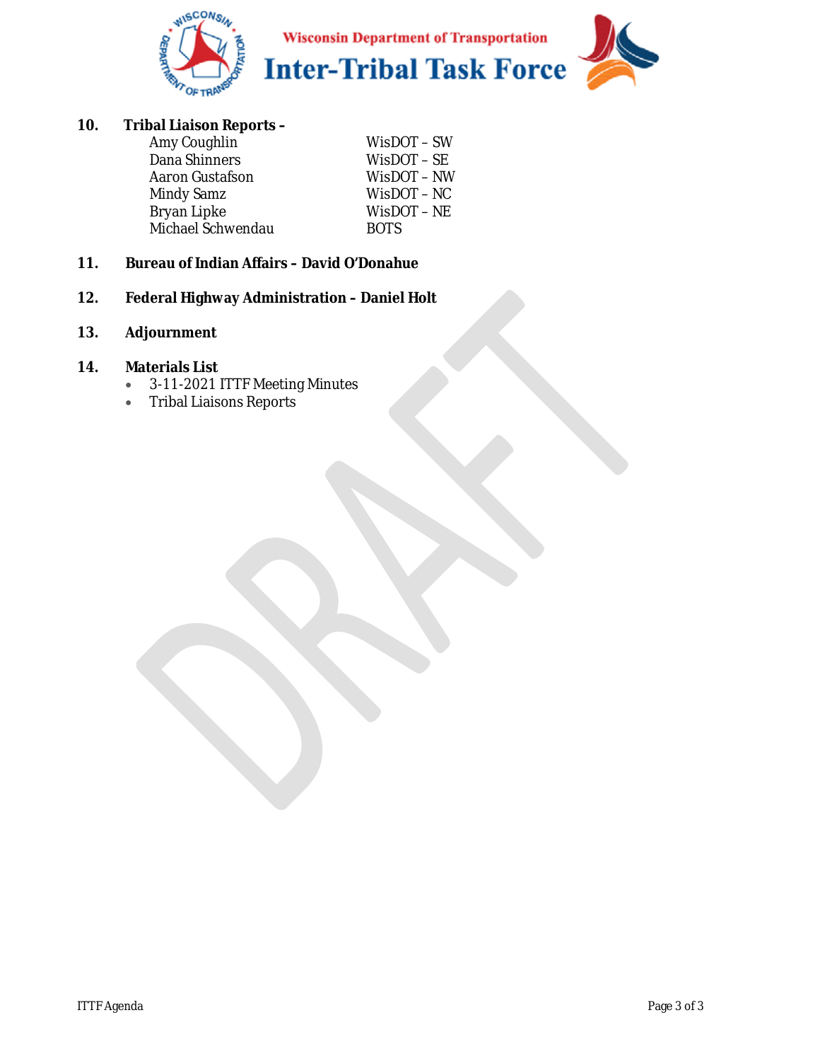**Wisconsin Department of Transportation**

**Inter-Tribal Task Force**

**10. Tribal Liaison Reports –**

| | |
|---|---|
| Amy Coughlin | WisDOT – SW |
| Dana Shinners | WisDOT – SE |
| Aaron Gustafson | WisDOT – NW |
| Mindy Samz | WisDOT – NC |
| Bryan Lipke | WisDOT – NE |
| Michael Schwendau | BOTS |

**11. Bureau of Indian Affairs – David O'Donahue**

**12. Federal Highway Administration – Daniel Holt**

**13. Adjournment**

**14. Materials List**

- 3-11-2021 ITTF Meeting Minutes
- Tribal Liaisons Reports

DRAFT